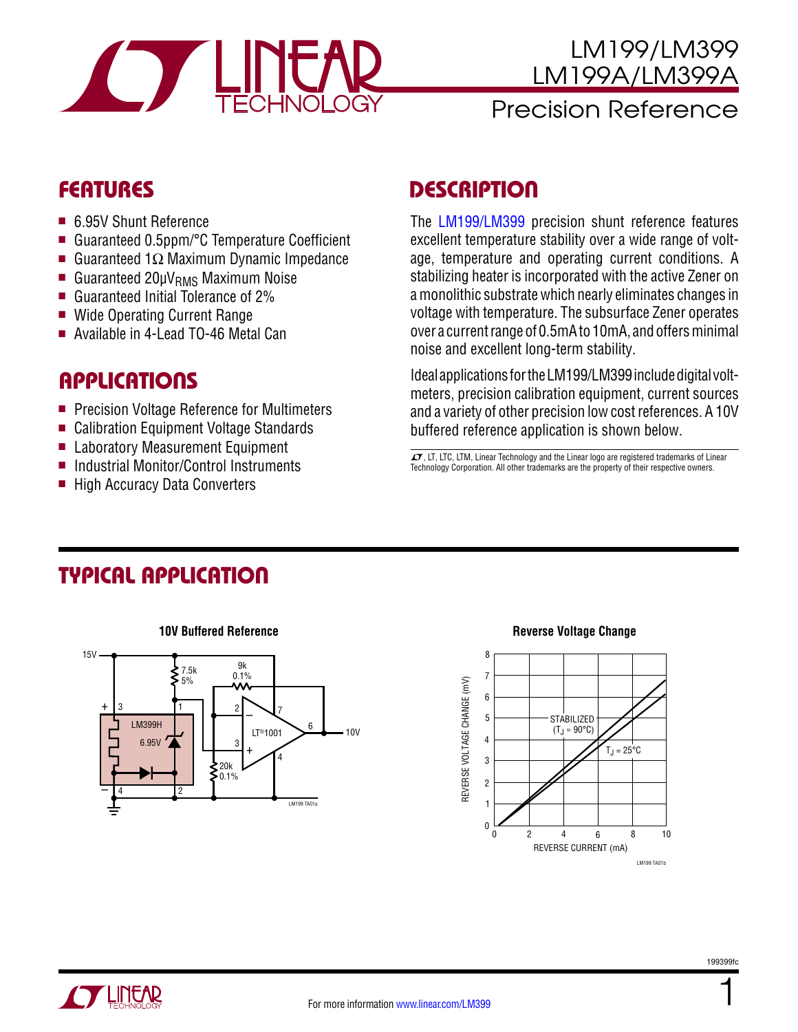# LM199/LM399 LM199A/LM399A

## Precision Reference

## FEATURES

- 6.95V Shunt Reference
- Guaranteed 0.5ppm/°C Temperature Coefficient
- Guaranteed 1Ω Maximum Dynamic Impedance
- Guaranteed 20μ$V_{RMS}$ Maximum Noise
- Guaranteed Initial Tolerance of 2%
- Wide Operating Current Range
- Available in 4-Lead TO-46 Metal Can

## APPLICATIONS

- Precision Voltage Reference for Multimeters
- Calibration Equipment Voltage Standards
- Laboratory Measurement Equipment
- Industrial Monitor/Control Instruments
- High Accuracy Data Converters

## DESCRIPTION

The LM199/LM399 precision shunt reference features excellent temperature stability over a wide range of voltage, temperature and operating current conditions. A stabilizing heater is incorporated with the active Zener on a monolithic substrate which nearly eliminates changes in voltage with temperature. The subsurface Zener operates over a current range of 0.5mA to 10mA, and offers minimal noise and excellent long-term stability.

Ideal applications for the LM199/LM399 include digital voltmeters, precision calibration equipment, current sources and a variety of other precision low cost references. A 10V buffered reference application is shown below.

LT, LTC, LTM, Linear Technology and the Linear logo are registered trademarks of Linear Technology Corporation. All other trademarks are the property of their respective owners.

## TYPICAL APPLICATION

**10V Buffered Reference**

**Reverse Voltage Change**

For more information www.linear.com/LM399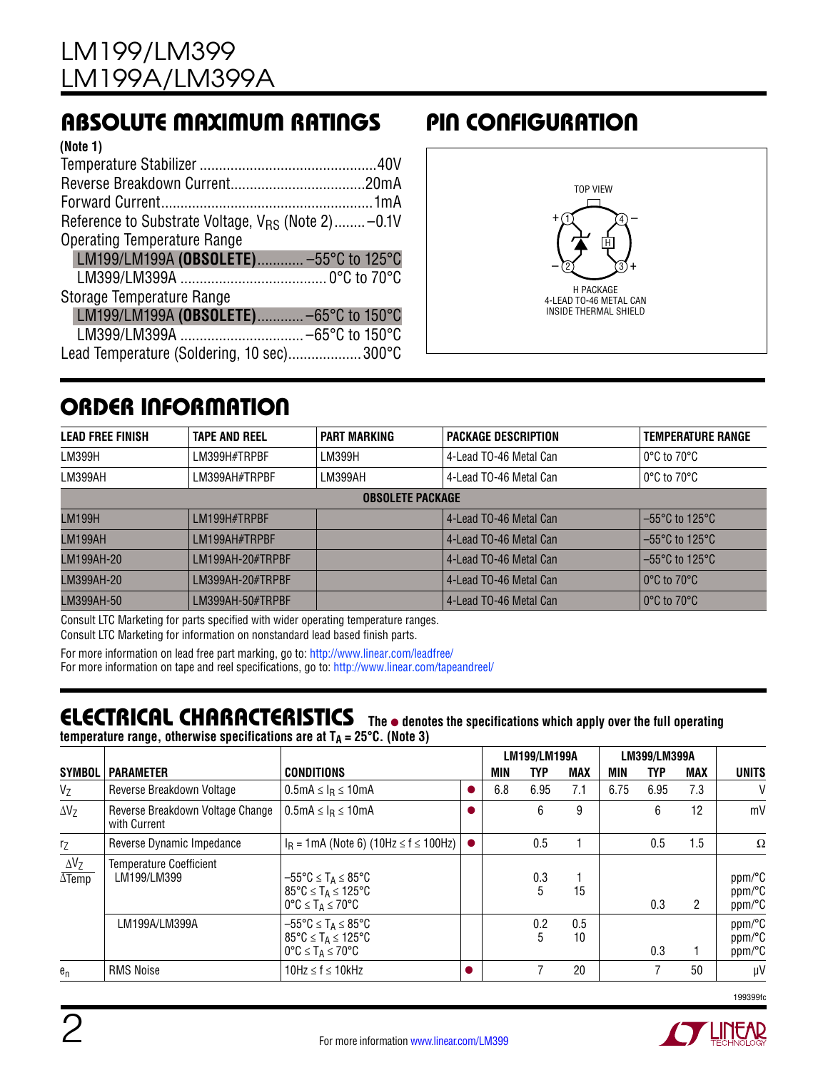## ABSOLUTE MAXIMUM RATINGS

**(Note 1)**

Temperature Stabilizer ............................................. 40V
Reverse Breakdown Current.................................. 20mA
Forward Current...................................................... 1mA
Reference to Substrate Voltage, $V_{RS}$ (Note 2)........ –0.1V
Operating Temperature Range
  LM199/LM199A **(OBSOLETE)**............ –55°C to 125°C
  LM399/LM399A ..................................... 0°C to 70°C
Storage Temperature Range
  LM199/LM199A **(OBSOLETE)**............ –65°C to 150°C
  LM399/LM399A ............................... –65°C to 150°C
Lead Temperature (Soldering, 10 sec).................. 300°C

## PIN CONFIGURATION

TOP VIEW

H PACKAGE
4-LEAD TO-46 METAL CAN
INSIDE THERMAL SHIELD

## ORDER INFORMATION

| LEAD FREE FINISH | TAPE AND REEL | PART MARKING | PACKAGE DESCRIPTION | TEMPERATURE RANGE |
|---|---|---|---|---|
| LM399H | LM399H#TRPBF | LM399H | 4-Lead TO-46 Metal Can | 0°C to 70°C |
| LM399AH | LM399AH#TRPBF | LM399AH | 4-Lead TO-46 Metal Can | 0°C to 70°C |
| **OBSOLETE PACKAGE** | | | | |
| LM199H | LM199H#TRPBF | | 4-Lead TO-46 Metal Can | –55°C to 125°C |
| LM199AH | LM199AH#TRPBF | | 4-Lead TO-46 Metal Can | –55°C to 125°C |
| LM199AH-20 | LM199AH-20#TRPBF | | 4-Lead TO-46 Metal Can | –55°C to 125°C |
| LM399AH-20 | LM399AH-20#TRPBF | | 4-Lead TO-46 Metal Can | 0°C to 70°C |
| LM399AH-50 | LM399AH-50#TRPBF | | 4-Lead TO-46 Metal Can | 0°C to 70°C |

Consult LTC Marketing for parts specified with wider operating temperature ranges.
Consult LTC Marketing for information on nonstandard lead based finish parts.

For more information on lead free part marking, go to: http://www.linear.com/leadfree/
For more information on tape and reel specifications, go to: http://www.linear.com/tapeandreel/

## ELECTRICAL CHARACTERISTICS

**The ● denotes the specifications which apply over the full operating temperature range, otherwise specifications are at $T_A$ = 25°C. (Note 3)**

| SYMBOL | PARAMETER | CONDITIONS | | LM199/LM199A MIN | LM199/LM199A TYP | LM199/LM199A MAX | LM399/LM399A MIN | LM399/LM399A TYP | LM399/LM399A MAX | UNITS |
|---|---|---|---|---|---|---|---|---|---|---|
| $V_Z$ | Reverse Breakdown Voltage | $0.5mA \le I_R \le 10mA$ | ● | 6.8 | 6.95 | 7.1 | 6.75 | 6.95 | 7.3 | V |
| $\Delta V_Z$ | Reverse Breakdown Voltage Change with Current | $0.5mA \le I_R \le 10mA$ | ● | | 6 | 9 | | 6 | 12 | mV |
| $r_Z$ | Reverse Dynamic Impedance | $I_R$ = 1mA (Note 6) (10Hz ≤ f ≤ 100Hz) | ● | | 0.5 | 1 | | 0.5 | 1.5 | Ω |
| $\frac{\Delta V_Z}{\Delta Temp}$ | Temperature Coefficient LM199/LM399 | $-55°C \le T_A \le 85°C$<br>$85°C \le T_A \le 125°C$<br>$0°C \le T_A \le 70°C$ | | | 0.3<br>5 | 1<br>15 | | <br><br>0.3 | <br><br>2 | ppm/°C<br>ppm/°C<br>ppm/°C |
| | LM199A/LM399A | $-55°C \le T_A \le 85°C$<br>$85°C \le T_A \le 125°C$<br>$0°C \le T_A \le 70°C$ | | | 0.2<br>5 | 0.5<br>10 | | <br><br>0.3 | <br><br>1 | ppm/°C<br>ppm/°C<br>ppm/°C |
| $e_n$ | RMS Noise | 10Hz ≤ f ≤ 10kHz | ● | | 7 | 20 | | 7 | 50 | µV |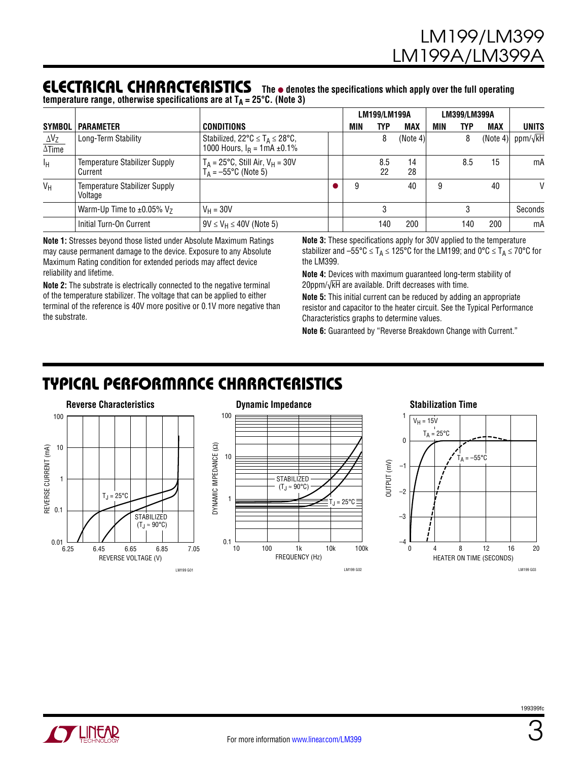## ELECTRICAL CHARACTERISTICS

**The ● denotes the specifications which apply over the full operating temperature range, otherwise specifications are at $T_A = 25°C$. (Note 3)**

| SYMBOL | PARAMETER | CONDITIONS | | LM199/LM199A MIN | LM199/LM199A TYP | LM199/LM199A MAX | LM399/LM399A MIN | LM399/LM399A TYP | LM399/LM399A MAX | UNITS |
|---|---|---|---|---|---|---|---|---|---|---|
| $\frac{\Delta V_Z}{\Delta Time}$ | Long-Term Stability | Stabilized, $22°C \le T_A \le 28°C$, 1000 Hours, $I_R = 1mA \pm 0.1\%$ | | | 8 | (Note 4) | | 8 | (Note 4) | ppm/√kH |
| $I_H$ | Temperature Stabilizer Supply Current | $T_A = 25°C$, Still Air, $V_H = 30V$ / $T_A = -55°C$ (Note 5) | | | 8.5 / 22 | 14 / 28 | | 8.5 | 15 | mA |
| $V_H$ | Temperature Stabilizer Supply Voltage | | ● | 9 | | 40 | 9 | | 40 | V |
| | Warm-Up Time to ±0.05% $V_Z$ | $V_H = 30V$ | | | 3 | | | 3 | | Seconds |
| | Initial Turn-On Current | $9V \le V_H \le 40V$ (Note 5) | | | 140 | 200 | | 140 | 200 | mA |

**Note 1:** Stresses beyond those listed under Absolute Maximum Ratings may cause permanent damage to the device. Exposure to any Absolute Maximum Rating condition for extended periods may affect device reliability and lifetime.

**Note 2:** The substrate is electrically connected to the negative terminal of the temperature stabilizer. The voltage that can be applied to either terminal of the reference is 40V more positive or 0.1V more negative than the substrate.

**Note 3:** These specifications apply for 30V applied to the temperature stabilizer and $-55°C \le T_A \le 125°C$ for the LM199; and $0°C \le T_A \le 70°C$ for the LM399.

**Note 4:** Devices with maximum guaranteed long-term stability of 20ppm/√kH are available. Drift decreases with time.

**Note 5:** This initial current can be reduced by adding an appropriate resistor and capacitor to the heater circuit. See the Typical Performance Characteristics graphs to determine values.

**Note 6:** Guaranteed by "Reverse Breakdown Change with Current."

## TYPICAL PERFORMANCE CHARACTERISTICS

**Reverse Characteristics**

**Dynamic Impedance**

**Stabilization Time**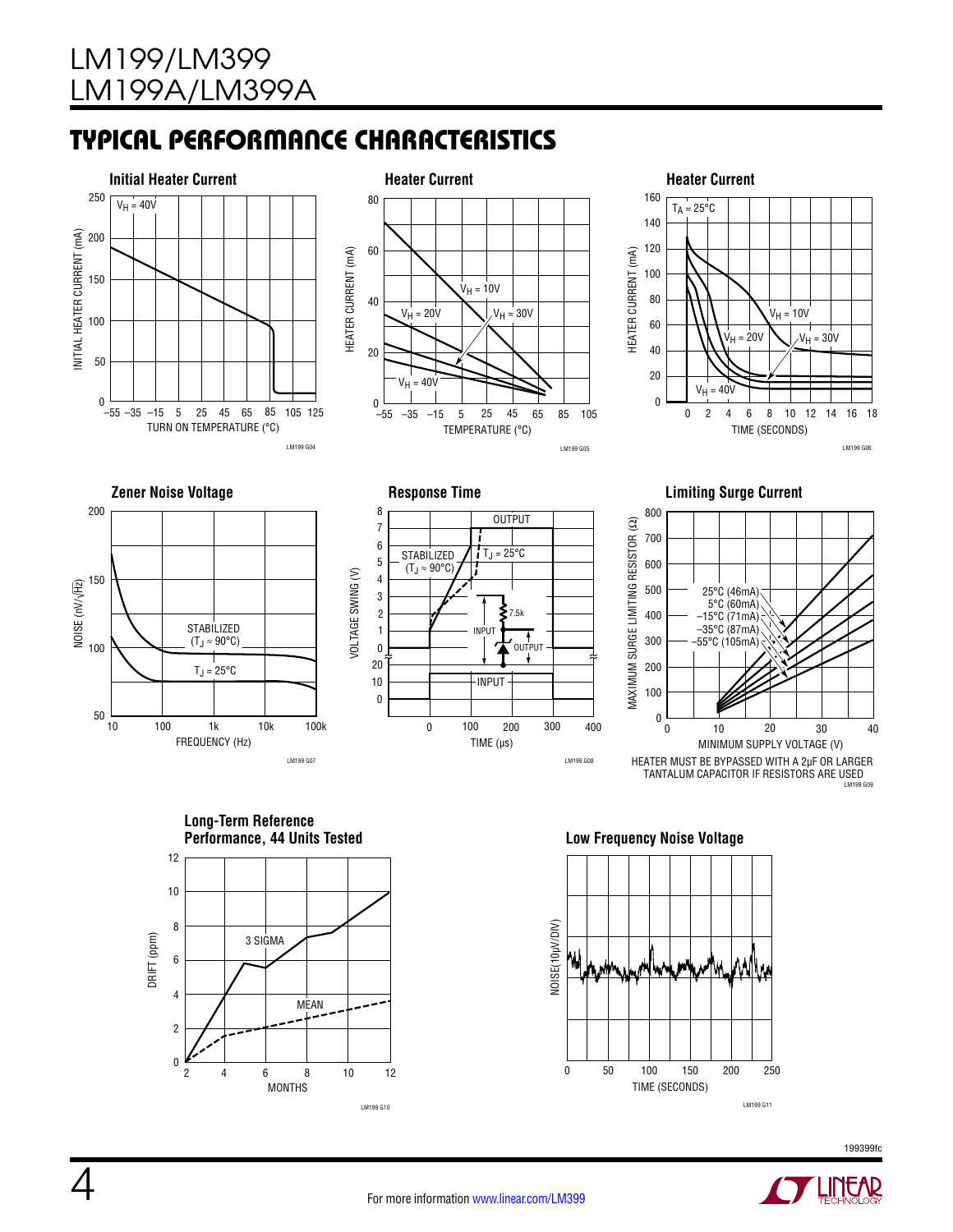## TYPICAL PERFORMANCE CHARACTERISTICS

**Initial Heater Current**

$V_H$ = 40V

INITIAL HEATER CURRENT (mA) vs. TURN ON TEMPERATURE (°C)

LM199 G04

**Heater Current**

$V_H$ = 10V, $V_H$ = 20V, $V_H$ = 30V, $V_H$ = 40V

HEATER CURRENT (mA) vs. TEMPERATURE (°C)

LM199 G05

**Heater Current**

$T_A$ = 25°C

$V_H$ = 10V, $V_H$ = 20V, $V_H$ = 30V, $V_H$ = 40V

HEATER CURRENT (mA) vs. TIME (SECONDS)

LM199 G06

**Zener Noise Voltage**

STABILIZED ($T_J \approx$ 90°C)

$T_J$ = 25°C

NOISE ($nV/\sqrt{Hz}$) vs. FREQUENCY (Hz)

LM199 G07

**Response Time**

OUTPUT, STABILIZED ($T_J \approx$ 90°C), $T_J$ = 25°C, INPUT, 7.5k

VOLTAGE SWING (V) vs. TIME (µs)

LM199 G08

**Limiting Surge Current**

25°C (46mA), 5°C (60mA), –15°C (71mA), –35°C (87mA), –55°C (105mA)

MAXIMUM SURGE LIMITING RESISTOR (Ω) vs. MINIMUM SUPPLY VOLTAGE (V)

HEATER MUST BE BYPASSED WITH A 2µF OR LARGER TANTALUM CAPACITOR IF RESISTORS ARE USED

LM199 G09

**Long-Term Reference Performance, 44 Units Tested**

3 SIGMA, MEAN

DRIFT (ppm) vs. MONTHS

LM199 G10

**Low Frequency Noise Voltage**

NOISE(10µV/DIV) vs. TIME (SECONDS)

LM199 G11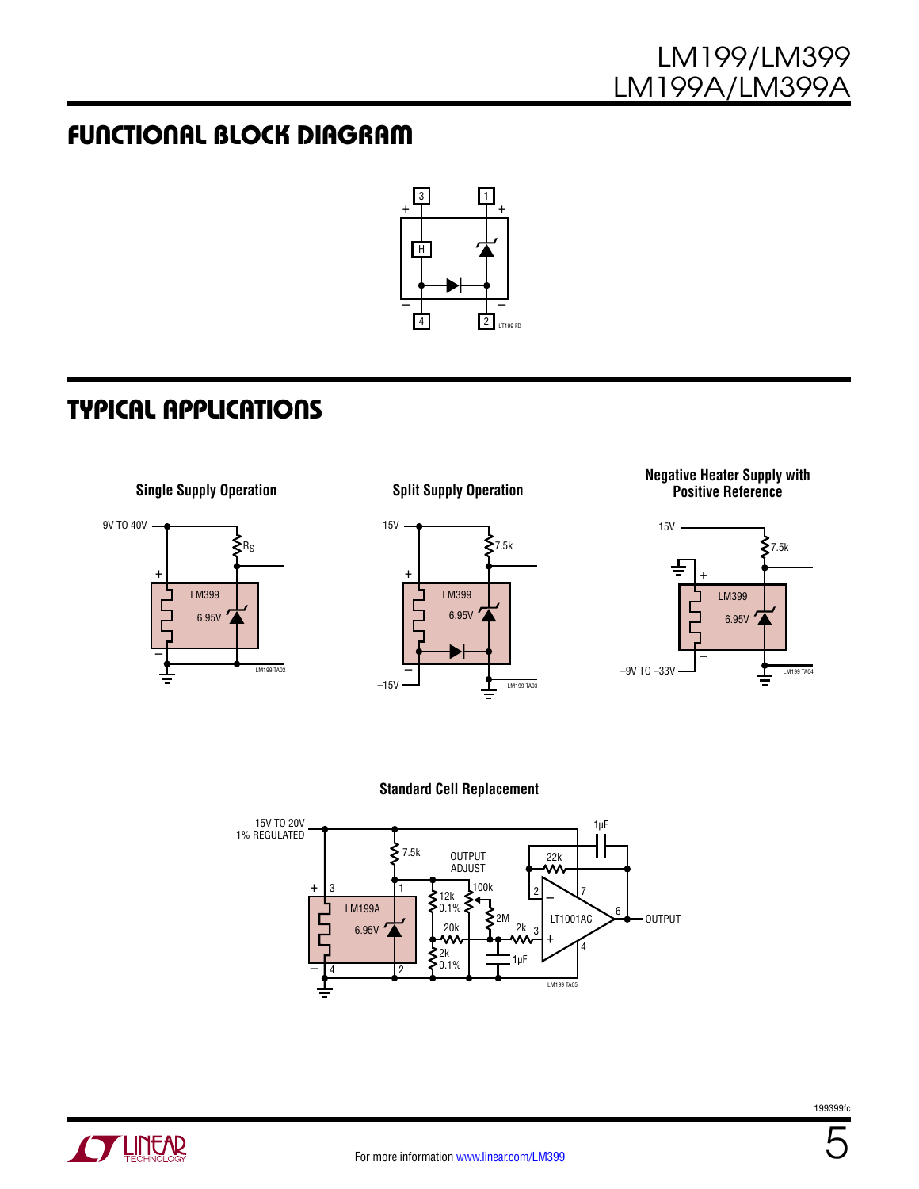## FUNCTIONAL BLOCK DIAGRAM

## TYPICAL APPLICATIONS

**Single Supply Operation**

**Split Supply Operation**

**Negative Heater Supply with Positive Reference**

**Standard Cell Replacement**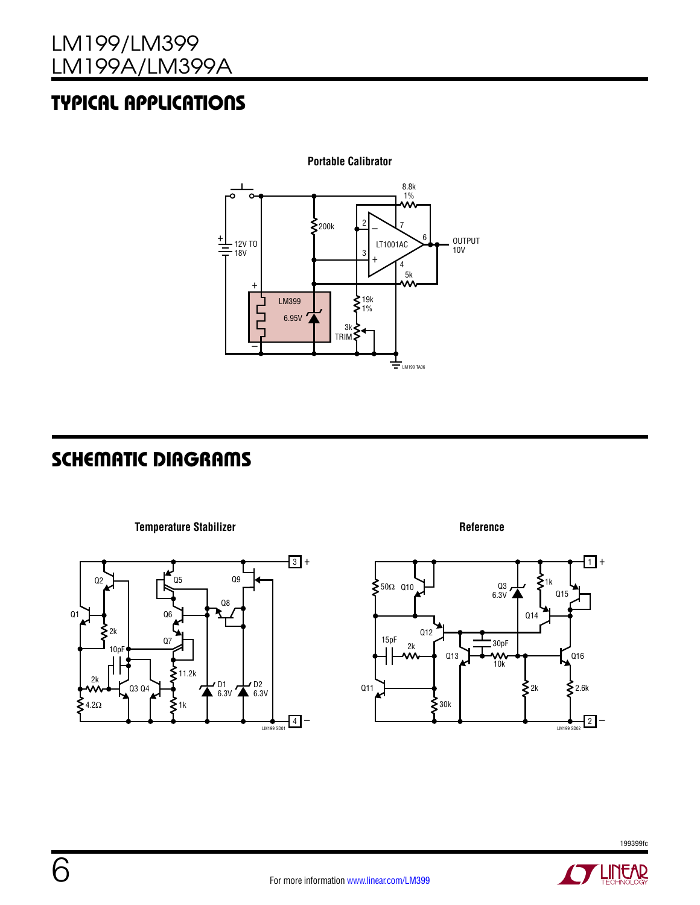## TYPICAL APPLICATIONS

**Portable Calibrator**

## SCHEMATIC DIAGRAMS

**Temperature Stabilizer**

**Reference**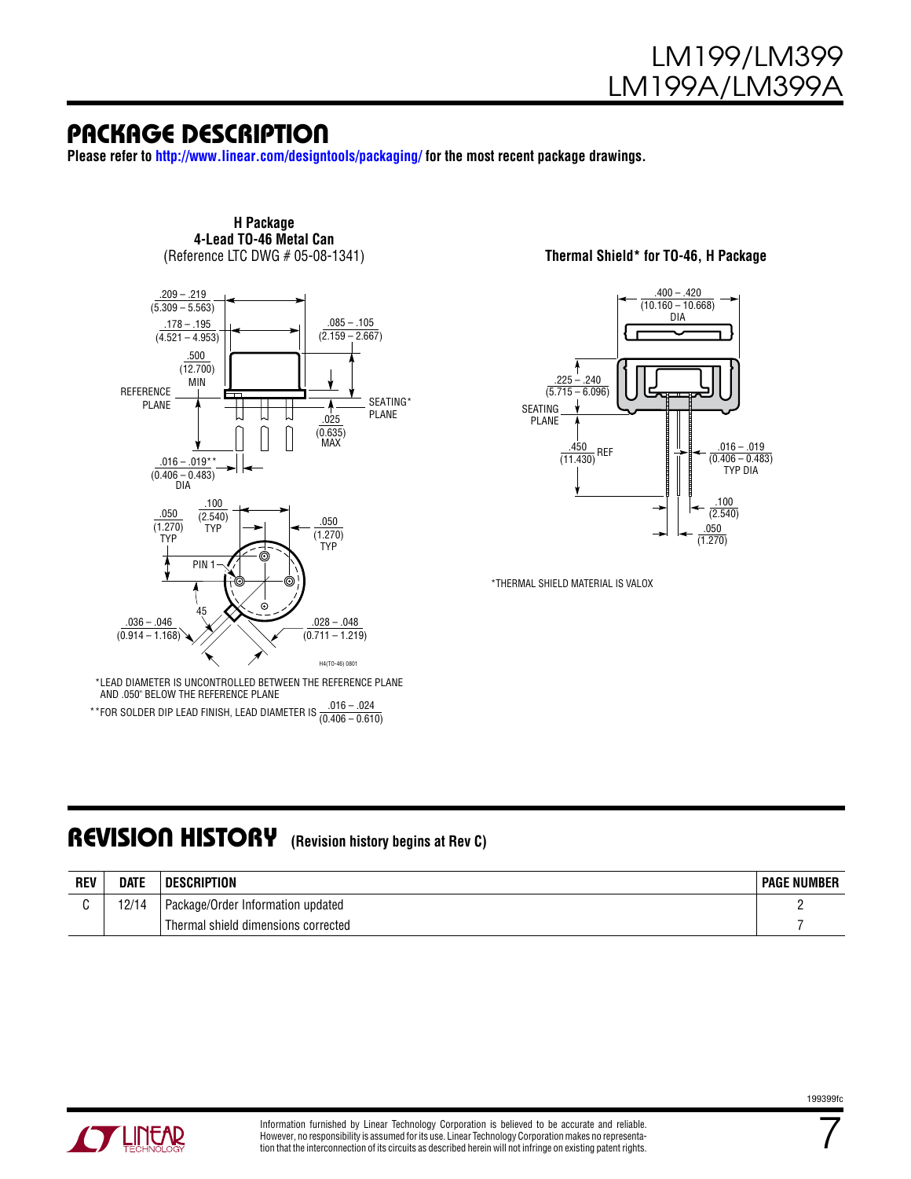## PACKAGE DESCRIPTION

**Please refer to http://www.linear.com/designtools/packaging/ for the most recent package drawings.**

**H Package**
**4-Lead TO-46 Metal Can**
(Reference LTC DWG # 05-08-1341)

.209 – .219 (5.309 – 5.563)
.178 – .195 (4.521 – 4.953)
.085 – .105 (2.159 – 2.667)
.500 (12.700) MIN
REFERENCE PLANE
SEATING* PLANE
.025 (0.635) MAX
.016 – .019** (0.406 – 0.483) DIA
.050 (1.270) TYP
.100 (2.540) TYP
.050 (1.270) TYP
PIN 1
45
.036 – .046 (0.914 – 1.168)
.028 – .048 (0.711 – 1.219)

H4(TO-46) 0801

*LEAD DIAMETER IS UNCONTROLLED BETWEEN THE REFERENCE PLANE AND .050" BELOW THE REFERENCE PLANE

**FOR SOLDER DIP LEAD FINISH, LEAD DIAMETER IS .016 – .024 (0.406 – 0.610)

**Thermal Shield* for TO-46, H Package**

.400 – .420 (10.160 – 10.668) DIA
.225 – .240 (5.715 – 6.096)
SEATING PLANE
.450 (11.430) REF
.016 – .019 (0.406 – 0.483) TYP DIA
.100 (2.540)
.050 (1.270)

*THERMAL SHIELD MATERIAL IS VALOX

## REVISION HISTORY (Revision history begins at Rev C)

| REV | DATE | DESCRIPTION | PAGE NUMBER |
|---|---|---|---|
| C | 12/14 | Package/Order Information updated | 2 |
| | | Thermal shield dimensions corrected | 7 |

Information furnished by Linear Technology Corporation is believed to be accurate and reliable. However, no responsibility is assumed for its use. Linear Technology Corporation makes no representation that the interconnection of its circuits as described herein will not infringe on existing patent rights.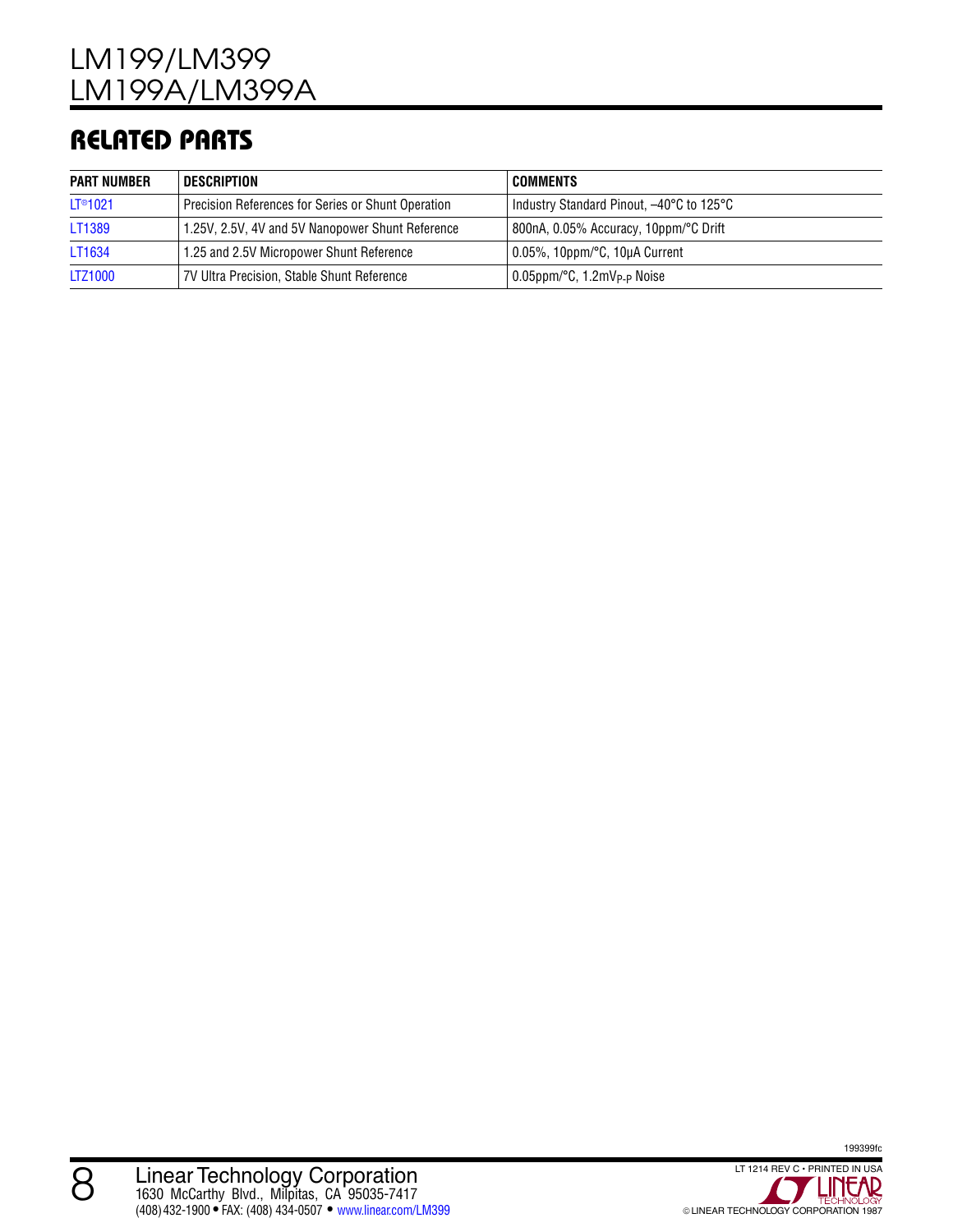## RELATED PARTS

| PART NUMBER | DESCRIPTION | COMMENTS |
|---|---|---|
| LT®1021 | Precision References for Series or Shunt Operation | Industry Standard Pinout, –40°C to 125°C |
| LT1389 | 1.25V, 2.5V, 4V and 5V Nanopower Shunt Reference | 800nA, 0.05% Accuracy, 10ppm/°C Drift |
| LT1634 | 1.25 and 2.5V Micropower Shunt Reference | 0.05%, 10ppm/°C, 10μA Current |
| LTZ1000 | 7V Ultra Precision, Stable Shunt Reference | 0.05ppm/°C, 1.2mV$_{P-P}$ Noise |

Linear Technology Corporation
1630 McCarthy Blvd., Milpitas, CA 95035-7417
(408) 432-1900 • FAX: (408) 434-0507 • www.linear.com/LM399

LT 1214 REV C • PRINTED IN USA

© LINEAR TECHNOLOGY CORPORATION 1987